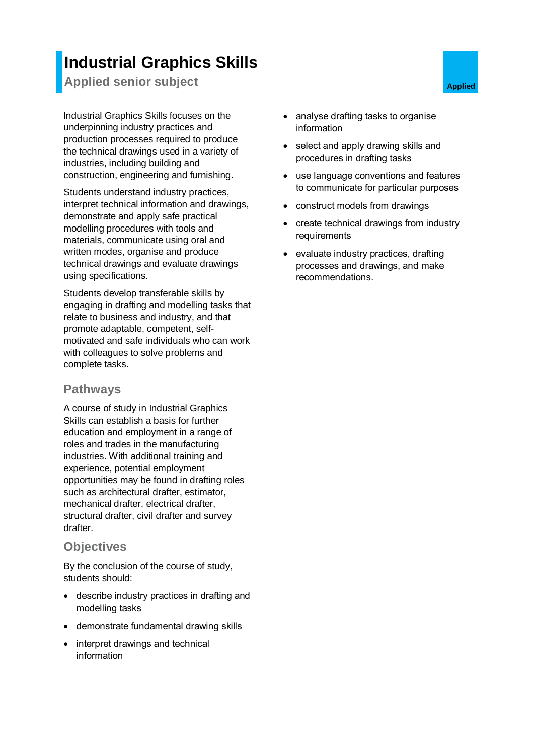# Industrial Graphics Skills

## Applied senior subject

Applied

Industrial Graphics Skills focuses on the underpinning industry practices and production processes required to produce the technical drawings used in a variety of industries, including building and construction, engineering and furnishing.

Students understand industry practices, interpret technical information and drawings, demonstrate and apply safe practical modelling procedures with tools and materials, communicate using oral and written modes, organise and produce technical drawings and evaluate drawings using specifications.

Students develop transferable skills by engaging in drafting and modelling tasks that relate to business and industry, and that promote adaptable, competent, self-motivated and safe individuals who can work with colleagues to solve problems and complete tasks.

### Pathways

A course of study in Industrial Graphics Skills can establish a basis for further education and employment in a range of roles and trades in the manufacturing industries. With additional training and experience, potential employment opportunities may be found in drafting roles such as architectural drafter, estimator, mechanical drafter, electrical drafter, structural drafter, civil drafter and survey drafter.

### Objectives

By the conclusion of the course of study, students should:

- describe industry practices in drafting and modelling tasks
- demonstrate fundamental drawing skills
- interpret drawings and technical information
- analyse drafting tasks to organise information
- select and apply drawing skills and procedures in drafting tasks
- use language conventions and features to communicate for particular purposes
- construct models from drawings
- create technical drawings from industry requirements
- evaluate industry practices, drafting processes and drawings, and make recommendations.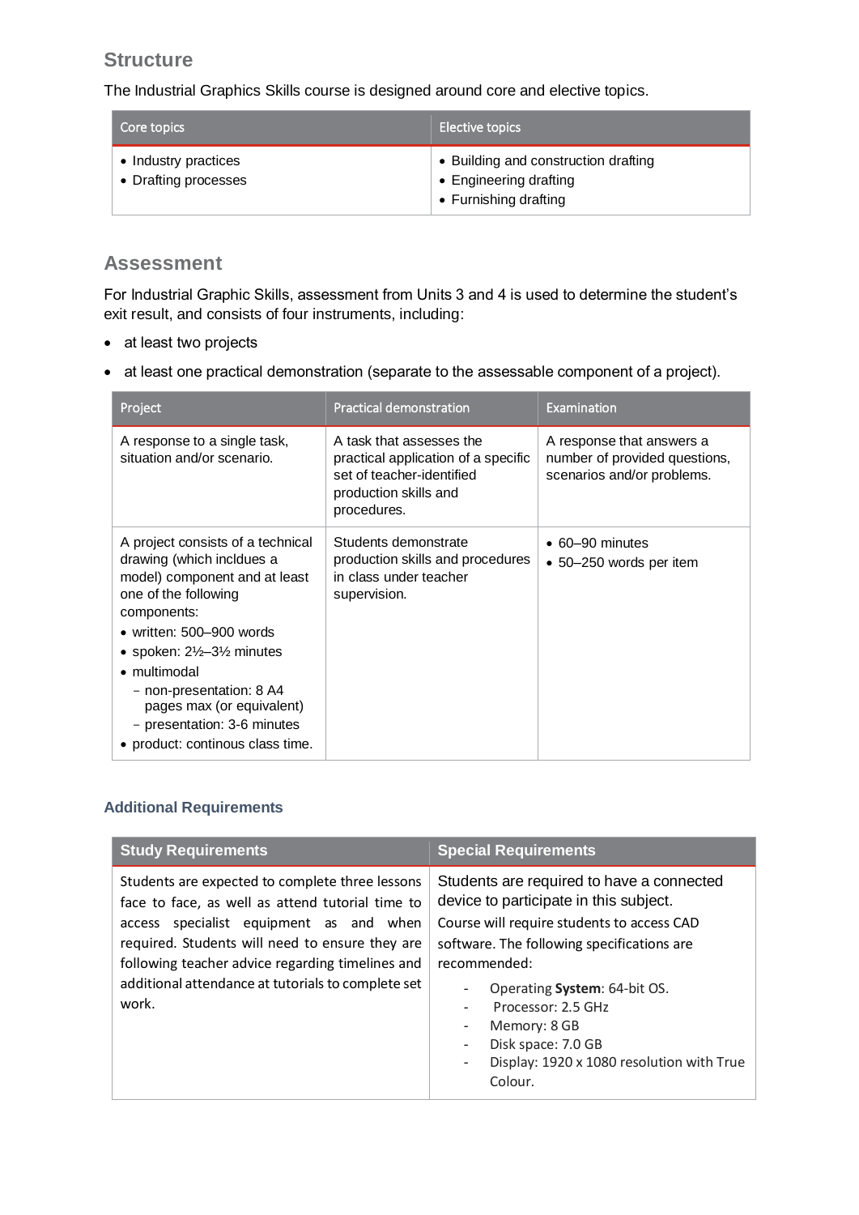## Structure

The Industrial Graphics Skills course is designed around core and elective topics.

| Core topics | Elective topics |
| --- | --- |
| • Industry practices<br>• Drafting processes | • Building and construction drafting<br>• Engineering drafting<br>• Furnishing drafting |

## Assessment

For Industrial Graphic Skills, assessment from Units 3 and 4 is used to determine the student's exit result, and consists of four instruments, including:

- at least two projects
- at least one practical demonstration (separate to the assessable component of a project).

| Project | Practical demonstration | Examination |
| --- | --- | --- |
| A response to a single task, situation and/or scenario. | A task that assesses the practical application of a specific set of teacher-identified production skills and procedures. | A response that answers a number of provided questions, scenarios and/or problems. |
| A project consists of a technical drawing (which incldues a model) component and at least one of the following components:<br>• written: 500–900 words<br>• spoken: 2½–3½ minutes<br>• multimodal<br>  – non-presentation: 8 A4 pages max (or equivalent)<br>  – presentation: 3-6 minutes<br>• product: continous class time. | Students demonstrate production skills and procedures in class under teacher supervision. | • 60–90 minutes<br>• 50–250 words per item |

### Additional Requirements

| Study Requirements | Special Requirements |
| --- | --- |
| Students are expected to complete three lessons face to face, as well as attend tutorial time to access specialist equipment as and when required. Students will need to ensure they are following teacher advice regarding timelines and additional attendance at tutorials to complete set work. | Students are required to have a connected device to participate in this subject.<br>Course will require students to access CAD software. The following specifications are recommended:<br>- Operating **System**: 64-bit OS.<br>- Processor: 2.5 GHz<br>- Memory: 8 GB<br>- Disk space: 7.0 GB<br>- Display: 1920 x 1080 resolution with True Colour. |